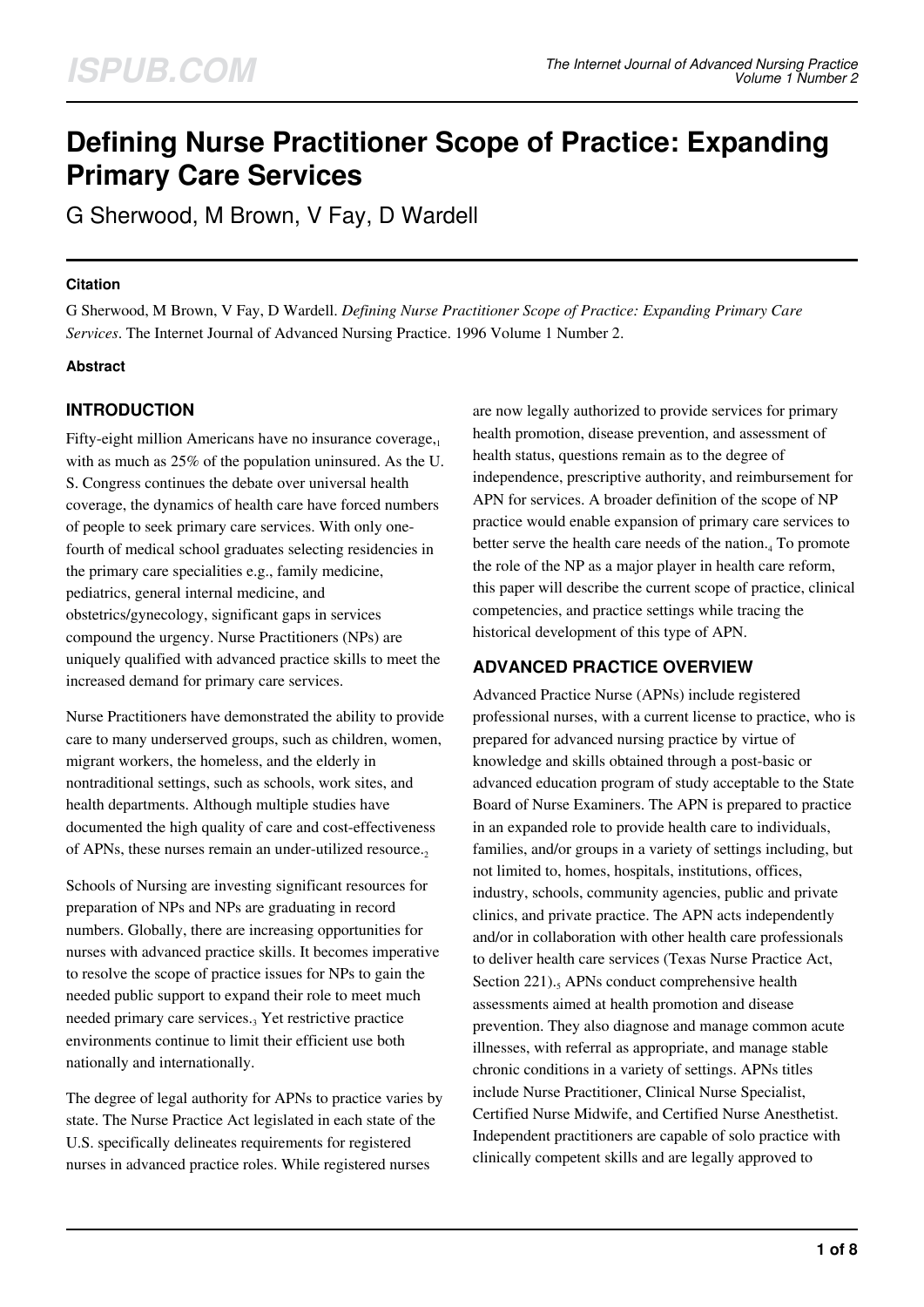# Defining Nurse Practitioner Scope of Practice: Expanding Primary Care Services

G Sherwood, M Brown, V Fay, D Wardell

### Citation

G Sherwood, M Brown, V Fay, D Wardell. *Defining Nurse Practitioner Scope of Practice: Expanding Primary Care Services*. The Internet Journal of Advanced Nursing Practice. 1996 Volume 1 Number 2.

### Abstract

## INTRODUCTION

Fifty-eight million Americans have no insurance coverage,[1] with as much as 25% of the population uninsured. As the U. S. Congress continues the debate over universal health coverage, the dynamics of health care have forced numbers of people to seek primary care services. With only one-fourth of medical school graduates selecting residencies in the primary care specialities e.g., family medicine, pediatrics, general internal medicine, and obstetrics/gynecology, significant gaps in services compound the urgency. Nurse Practitioners (NPs) are uniquely qualified with advanced practice skills to meet the increased demand for primary care services.

Nurse Practitioners have demonstrated the ability to provide care to many underserved groups, such as children, women, migrant workers, the homeless, and the elderly in nontraditional settings, such as schools, work sites, and health departments. Although multiple studies have documented the high quality of care and cost-effectiveness of APNs, these nurses remain an under-utilized resource.[2]

Schools of Nursing are investing significant resources for preparation of NPs and NPs are graduating in record numbers. Globally, there are increasing opportunities for nurses with advanced practice skills. It becomes imperative to resolve the scope of practice issues for NPs to gain the needed public support to expand their role to meet much needed primary care services.[3] Yet restrictive practice environments continue to limit their efficient use both nationally and internationally.

The degree of legal authority for APNs to practice varies by state. The Nurse Practice Act legislated in each state of the U.S. specifically delineates requirements for registered nurses in advanced practice roles. While registered nurses are now legally authorized to provide services for primary health promotion, disease prevention, and assessment of health status, questions remain as to the degree of independence, prescriptive authority, and reimbursement for APN for services. A broader definition of the scope of NP practice would enable expansion of primary care services to better serve the health care needs of the nation.[4] To promote the role of the NP as a major player in health care reform, this paper will describe the current scope of practice, clinical competencies, and practice settings while tracing the historical development of this type of APN.

## ADVANCED PRACTICE OVERVIEW

Advanced Practice Nurse (APNs) include registered professional nurses, with a current license to practice, who is prepared for advanced nursing practice by virtue of knowledge and skills obtained through a post-basic or advanced education program of study acceptable to the State Board of Nurse Examiners. The APN is prepared to practice in an expanded role to provide health care to individuals, families, and/or groups in a variety of settings including, but not limited to, homes, hospitals, institutions, offices, industry, schools, community agencies, public and private clinics, and private practice. The APN acts independently and/or in collaboration with other health care professionals to deliver health care services (Texas Nurse Practice Act, Section 221).[5] APNs conduct comprehensive health assessments aimed at health promotion and disease prevention. They also diagnose and manage common acute illnesses, with referral as appropriate, and manage stable chronic conditions in a variety of settings. APNs titles include Nurse Practitioner, Clinical Nurse Specialist, Certified Nurse Midwife, and Certified Nurse Anesthetist. Independent practitioners are capable of solo practice with clinically competent skills and are legally approved to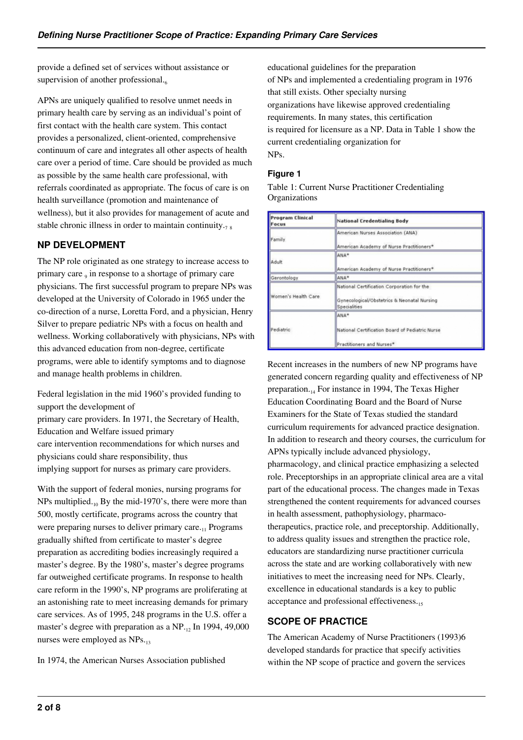provide a defined set of services without assistance or supervision of another professional.[6]

APNs are uniquely qualified to resolve unmet needs in primary health care by serving as an individual's point of first contact with the health care system. This contact provides a personalized, client-oriented, comprehensive continuum of care and integrates all other aspects of health care over a period of time. Care should be provided as much as possible by the same health care professional, with referrals coordinated as appropriate. The focus of care is on health surveillance (promotion and maintenance of wellness), but it also provides for management of acute and stable chronic illness in order to maintain continuity.[7 8]

## NP DEVELOPMENT

The NP role originated as one strategy to increase access to primary care [9] in response to a shortage of primary care physicians. The first successful program to prepare NPs was developed at the University of Colorado in 1965 under the co-direction of a nurse, Loretta Ford, and a physician, Henry Silver to prepare pediatric NPs with a focus on health and wellness. Working collaboratively with physicians, NPs with this advanced education from non-degree, certificate programs, were able to identify symptoms and to diagnose and manage health problems in children.

Federal legislation in the mid 1960's provided funding to support the development of primary care providers. In 1971, the Secretary of Health, Education and Welfare issued primary care intervention recommendations for which nurses and physicians could share responsibility, thus implying support for nurses as primary care providers.

With the support of federal monies, nursing programs for NPs multiplied.[10] By the mid-1970's, there were more than 500, mostly certificate, programs across the country that were preparing nurses to deliver primary care.[11] Programs gradually shifted from certificate to master's degree preparation as accrediting bodies increasingly required a master's degree. By the 1980's, master's degree programs far outweighed certificate programs. In response to health care reform in the 1990's, NP programs are proliferating at an astonishing rate to meet increasing demands for primary care services. As of 1995, 248 programs in the U.S. offer a master's degree with preparation as a NP.[12] In 1994, 49,000 nurses were employed as NPs.[13]

In 1974, the American Nurses Association published educational guidelines for the preparation of NPs and implemented a credentialing program in 1976 that still exists. Other specialty nursing organizations have likewise approved credentialing requirements. In many states, this certification is required for licensure as a NP. Data in Table 1 show the current credentialing organization for NPs.

### Figure 1

Table 1: Current Nurse Practitioner Credentialing Organizations

| Program Clinical Focus | National Credentialing Body |
|---|---|
| Family | American Nurses Association (ANA)<br>American Academy of Nurse Practitioners* |
| Adult | ANA*<br>American Academy of Nurse Practitioners* |
| Gerontology | ANA* |
| Women's Health Care | National Certification Corporation for the Gynecological/Obstetrics & Neonatal Nursing Specialities |
| Pediatric | ANA*<br>National Certification Board of Pediatric Nurse Practitioners and Nurses* |

Recent increases in the numbers of new NP programs have generated concern regarding quality and effectiveness of NP preparation.[14] For instance in 1994, The Texas Higher Education Coordinating Board and the Board of Nurse Examiners for the State of Texas studied the standard curriculum requirements for advanced practice designation. In addition to research and theory courses, the curriculum for APNs typically include advanced physiology, pharmacology, and clinical practice emphasizing a selected role. Preceptorships in an appropriate clinical area are a vital part of the educational process. The changes made in Texas strengthened the content requirements for advanced courses in health assessment, pathophysiology, pharmaco-therapeutics, practice role, and preceptorship. Additionally, to address quality issues and strengthen the practice role, educators are standardizing nurse practitioner curricula across the state and are working collaboratively with new initiatives to meet the increasing need for NPs. Clearly, excellence in educational standards is a key to public acceptance and professional effectiveness.[15]

## SCOPE OF PRACTICE

The American Academy of Nurse Practitioners (1993)6 developed standards for practice that specify activities within the NP scope of practice and govern the services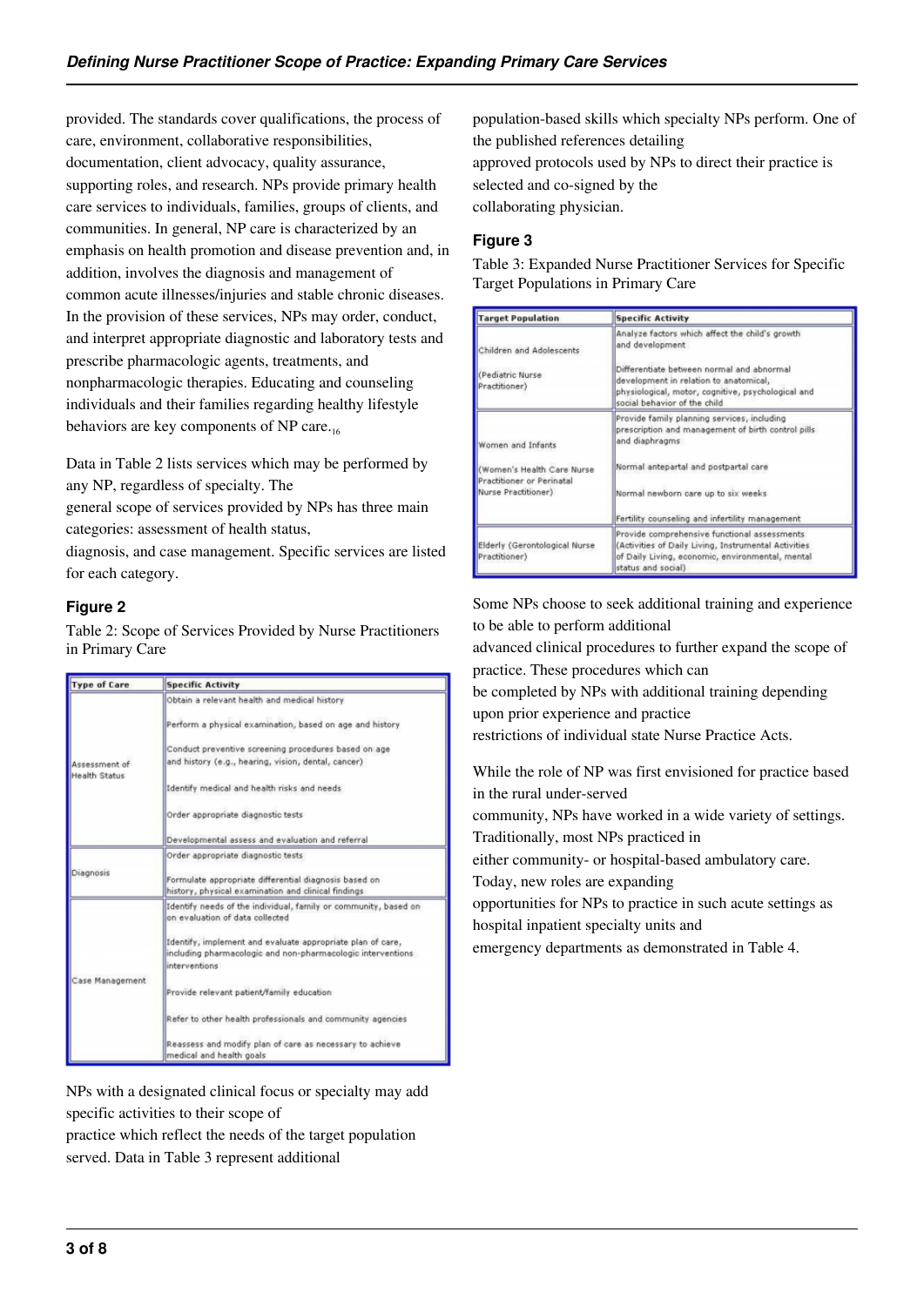provided. The standards cover qualifications, the process of care, environment, collaborative responsibilities, documentation, client advocacy, quality assurance, supporting roles, and research. NPs provide primary health care services to individuals, families, groups of clients, and communities. In general, NP care is characterized by an emphasis on health promotion and disease prevention and, in addition, involves the diagnosis and management of common acute illnesses/injuries and stable chronic diseases. In the provision of these services, NPs may order, conduct, and interpret appropriate diagnostic and laboratory tests and prescribe pharmacologic agents, treatments, and nonpharmacologic therapies. Educating and counseling individuals and their families regarding healthy lifestyle behaviors are key components of NP care.[16]

Data in Table 2 lists services which may be performed by any NP, regardless of specialty. The general scope of services provided by NPs has three main categories: assessment of health status, diagnosis, and case management. Specific services are listed for each category.

### Figure 2

Table 2: Scope of Services Provided by Nurse Practitioners in Primary Care

| Type of Care | Specific Activity |
|---|---|
| Assessment of Health Status | Obtain a relevant health and medical history<br>Perform a physical examination, based on age and history<br>Conduct preventive screening procedures based on age and history (e.g., hearing, vision, dental, cancer)<br>Identify medical and health risks and needs<br>Order appropriate diagnostic tests<br>Developmental assess and evaluation and referral |
| Diagnosis | Order appropriate diagnostic tests<br>Formulate appropriate differential diagnosis based on history, physical examination and clinical findings |
| Case Management | Identify needs of the individual, family or community, based on on evaluation of data collected<br>Identify, implement and evaluate appropriate plan of care, including pharmacologic and non-pharmacologic interventions<br>Provide relevant patient/family education<br>Refer to other health professionals and community agencies<br>Reassess and modify plan of care as necessary to achieve medical and health goals |

NPs with a designated clinical focus or specialty may add specific activities to their scope of practice which reflect the needs of the target population served. Data in Table 3 represent additional population-based skills which specialty NPs perform. One of the published references detailing approved protocols used by NPs to direct their practice is selected and co-signed by the collaborating physician.

### Figure 3

Table 3: Expanded Nurse Practitioner Services for Specific Target Populations in Primary Care

| Target Population | Specific Activity |
|---|---|
| Children and Adolescents (Pediatric Nurse Practitioner) | Analyze factors which affect the child's growth and development<br>Differentiate between normal and abnormal development in relation to anatomical, physiological, motor, cognitive, psychological and social behavior of the child |
| Women and Infants (Women's Health Care Nurse Practitioner or Perinatal Nurse Practitioner) | Provide family planning services, including prescription and management of birth control pills and diaphragms<br>Normal antepartal and postpartal care<br>Normal newborn care up to six weeks<br>Fertility counseling and infertility management |
| Elderly (Gerontological Nurse Practitioner) | Provide comprehensive functional assessments (Activities of Daily Living, Instrumental Activities of Daily Living, economic, environmental, mental status and social) |

Some NPs choose to seek additional training and experience to be able to perform additional advanced clinical procedures to further expand the scope of practice. These procedures which can be completed by NPs with additional training depending upon prior experience and practice restrictions of individual state Nurse Practice Acts.

While the role of NP was first envisioned for practice based in the rural under-served community, NPs have worked in a wide variety of settings. Traditionally, most NPs practiced in either community- or hospital-based ambulatory care. Today, new roles are expanding opportunities for NPs to practice in such acute settings as hospital inpatient specialty units and emergency departments as demonstrated in Table 4.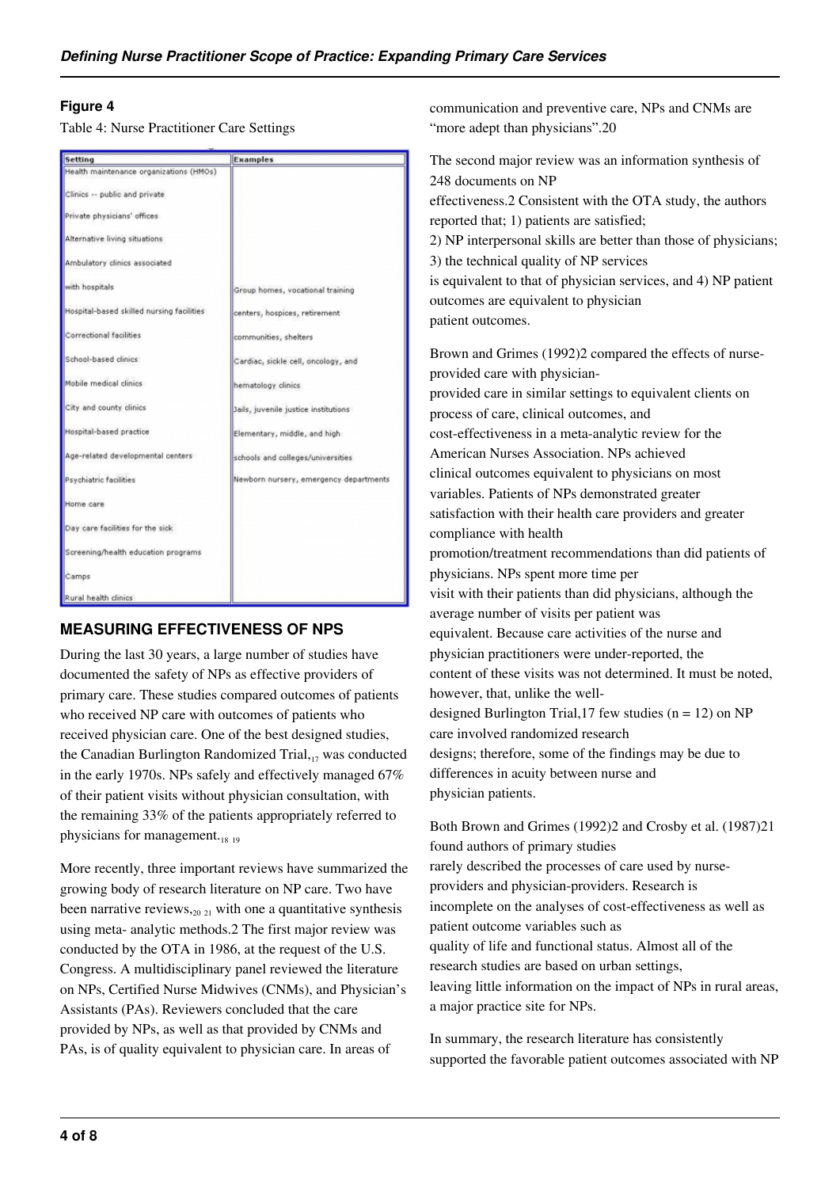**Figure 4**

Table 4: Nurse Practitioner Care Settings

| Setting | Examples |
| --- | --- |
| Health maintenance organizations (HMOs) | |
| Clinics -- public and private | |
| Private physicians' offices | |
| Alternative living situations | |
| Ambulatory clinics associated | |
| with hospitals | Group homes, vocational training |
| Hospital-based skilled nursing facilities | centers, hospices, retirement |
| Correctional facilities | communities, shelters |
| School-based clinics | Cardiac, sickle cell, oncology, and |
| Mobile medical clinics | hematology clinics |
| City and county clinics | Jails, juvenile justice institutions |
| Hospital-based practice | Elementary, middle, and high |
| Age-related developmental centers | schools and colleges/universities |
| Psychiatric facilities | Newborn nursery, emergency departments |
| Home care | |
| Day care facilities for the sick | |
| Screening/health education programs | |
| Camps | |
| Rural health clinics | |

## MEASURING EFFECTIVENESS OF NPS

During the last 30 years, a large number of studies have documented the safety of NPs as effective providers of primary care. These studies compared outcomes of patients who received NP care with outcomes of patients who received physician care. One of the best designed studies, the Canadian Burlington Randomized Trial,[17] was conducted in the early 1970s. NPs safely and effectively managed 67% of their patient visits without physician consultation, with the remaining 33% of the patients appropriately referred to physicians for management.[18 19]

More recently, three important reviews have summarized the growing body of research literature on NP care. Two have been narrative reviews,[20 21] with one a quantitative synthesis using meta- analytic methods.2 The first major review was conducted by the OTA in 1986, at the request of the U.S. Congress. A multidisciplinary panel reviewed the literature on NPs, Certified Nurse Midwives (CNMs), and Physician's Assistants (PAs). Reviewers concluded that the care provided by NPs, as well as that provided by CNMs and PAs, is of quality equivalent to physician care. In areas of communication and preventive care, NPs and CNMs are "more adept than physicians".20

The second major review was an information synthesis of 248 documents on NP effectiveness.2 Consistent with the OTA study, the authors reported that; 1) patients are satisfied; 2) NP interpersonal skills are better than those of physicians; 3) the technical quality of NP services is equivalent to that of physician services, and 4) NP patient outcomes are equivalent to physician patient outcomes.

Brown and Grimes (1992)2 compared the effects of nurse-provided care with physician-provided care in similar settings to equivalent clients on process of care, clinical outcomes, and cost-effectiveness in a meta-analytic review for the American Nurses Association. NPs achieved clinical outcomes equivalent to physicians on most variables. Patients of NPs demonstrated greater satisfaction with their health care providers and greater compliance with health promotion/treatment recommendations than did patients of physicians. NPs spent more time per visit with their patients than did physicians, although the average number of visits per patient was equivalent. Because care activities of the nurse and physician practitioners were under-reported, the content of these visits was not determined. It must be noted, however, that, unlike the well-designed Burlington Trial,17 few studies (n = 12) on NP care involved randomized research designs; therefore, some of the findings may be due to differences in acuity between nurse and physician patients.

Both Brown and Grimes (1992)2 and Crosby et al. (1987)21 found authors of primary studies rarely described the processes of care used by nurse-providers and physician-providers. Research is incomplete on the analyses of cost-effectiveness as well as patient outcome variables such as quality of life and functional status. Almost all of the research studies are based on urban settings, leaving little information on the impact of NPs in rural areas, a major practice site for NPs.

In summary, the research literature has consistently supported the favorable patient outcomes associated with NP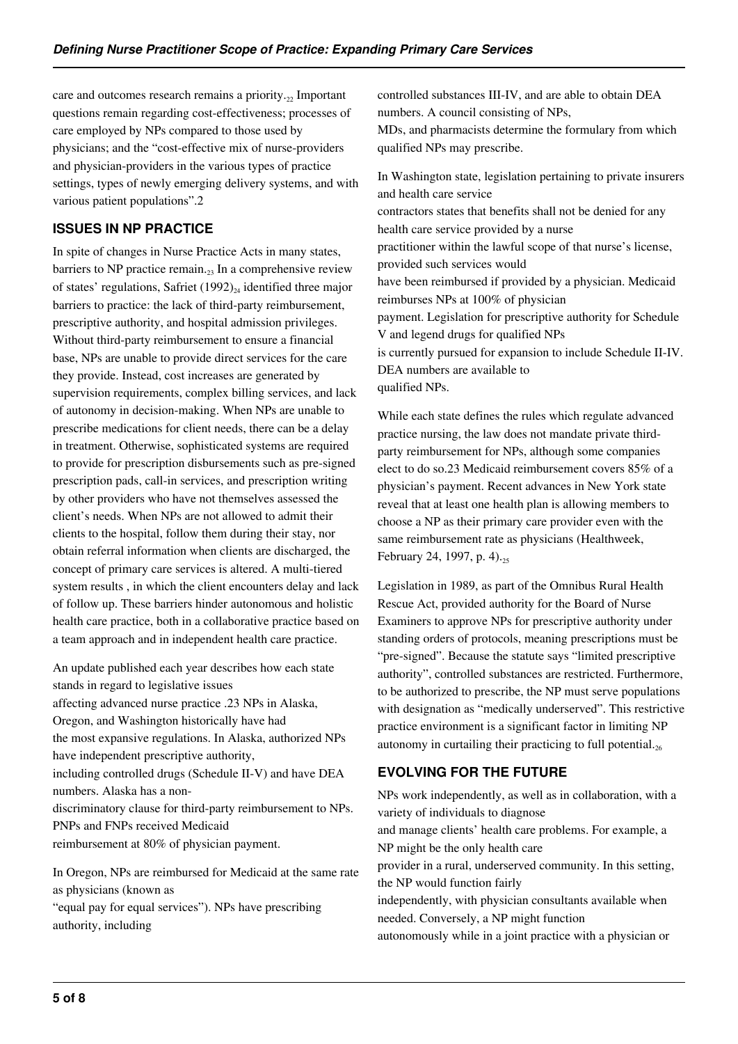care and outcomes research remains a priority.[22] Important questions remain regarding cost-effectiveness; processes of care employed by NPs compared to those used by physicians; and the "cost-effective mix of nurse-providers and physician-providers in the various types of practice settings, types of newly emerging delivery systems, and with various patient populations".2

## ISSUES IN NP PRACTICE

In spite of changes in Nurse Practice Acts in many states, barriers to NP practice remain.[23] In a comprehensive review of states' regulations, Safriet (1992)[24] identified three major barriers to practice: the lack of third-party reimbursement, prescriptive authority, and hospital admission privileges. Without third-party reimbursement to ensure a financial base, NPs are unable to provide direct services for the care they provide. Instead, cost increases are generated by supervision requirements, complex billing services, and lack of autonomy in decision-making. When NPs are unable to prescribe medications for client needs, there can be a delay in treatment. Otherwise, sophisticated systems are required to provide for prescription disbursements such as pre-signed prescription pads, call-in services, and prescription writing by other providers who have not themselves assessed the client's needs. When NPs are not allowed to admit their clients to the hospital, follow them during their stay, nor obtain referral information when clients are discharged, the concept of primary care services is altered. A multi-tiered system results , in which the client encounters delay and lack of follow up. These barriers hinder autonomous and holistic health care practice, both in a collaborative practice based on a team approach and in independent health care practice.

An update published each year describes how each state stands in regard to legislative issues affecting advanced nurse practice .23 NPs in Alaska, Oregon, and Washington historically have had the most expansive regulations. In Alaska, authorized NPs have independent prescriptive authority, including controlled drugs (Schedule II-V) and have DEA numbers. Alaska has a non-discriminatory clause for third-party reimbursement to NPs. PNPs and FNPs received Medicaid reimbursement at 80% of physician payment.

In Oregon, NPs are reimbursed for Medicaid at the same rate as physicians (known as "equal pay for equal services"). NPs have prescribing authority, including controlled substances III-IV, and are able to obtain DEA numbers. A council consisting of NPs, MDs, and pharmacists determine the formulary from which qualified NPs may prescribe.

In Washington state, legislation pertaining to private insurers and health care service contractors states that benefits shall not be denied for any health care service provided by a nurse practitioner within the lawful scope of that nurse's license, provided such services would have been reimbursed if provided by a physician. Medicaid reimburses NPs at 100% of physician payment. Legislation for prescriptive authority for Schedule V and legend drugs for qualified NPs is currently pursued for expansion to include Schedule II-IV. DEA numbers are available to qualified NPs.

While each state defines the rules which regulate advanced practice nursing, the law does not mandate private third-party reimbursement for NPs, although some companies elect to do so.23 Medicaid reimbursement covers 85% of a physician's payment. Recent advances in New York state reveal that at least one health plan is allowing members to choose a NP as their primary care provider even with the same reimbursement rate as physicians (Healthweek, February 24, 1997, p. 4).[25]

Legislation in 1989, as part of the Omnibus Rural Health Rescue Act, provided authority for the Board of Nurse Examiners to approve NPs for prescriptive authority under standing orders of protocols, meaning prescriptions must be "pre-signed". Because the statute says "limited prescriptive authority", controlled substances are restricted. Furthermore, to be authorized to prescribe, the NP must serve populations with designation as "medically underserved". This restrictive practice environment is a significant factor in limiting NP autonomy in curtailing their practicing to full potential.[26]

## EVOLVING FOR THE FUTURE

NPs work independently, as well as in collaboration, with a variety of individuals to diagnose and manage clients' health care problems. For example, a NP might be the only health care provider in a rural, underserved community. In this setting, the NP would function fairly independently, with physician consultants available when needed. Conversely, a NP might function autonomously while in a joint practice with a physician or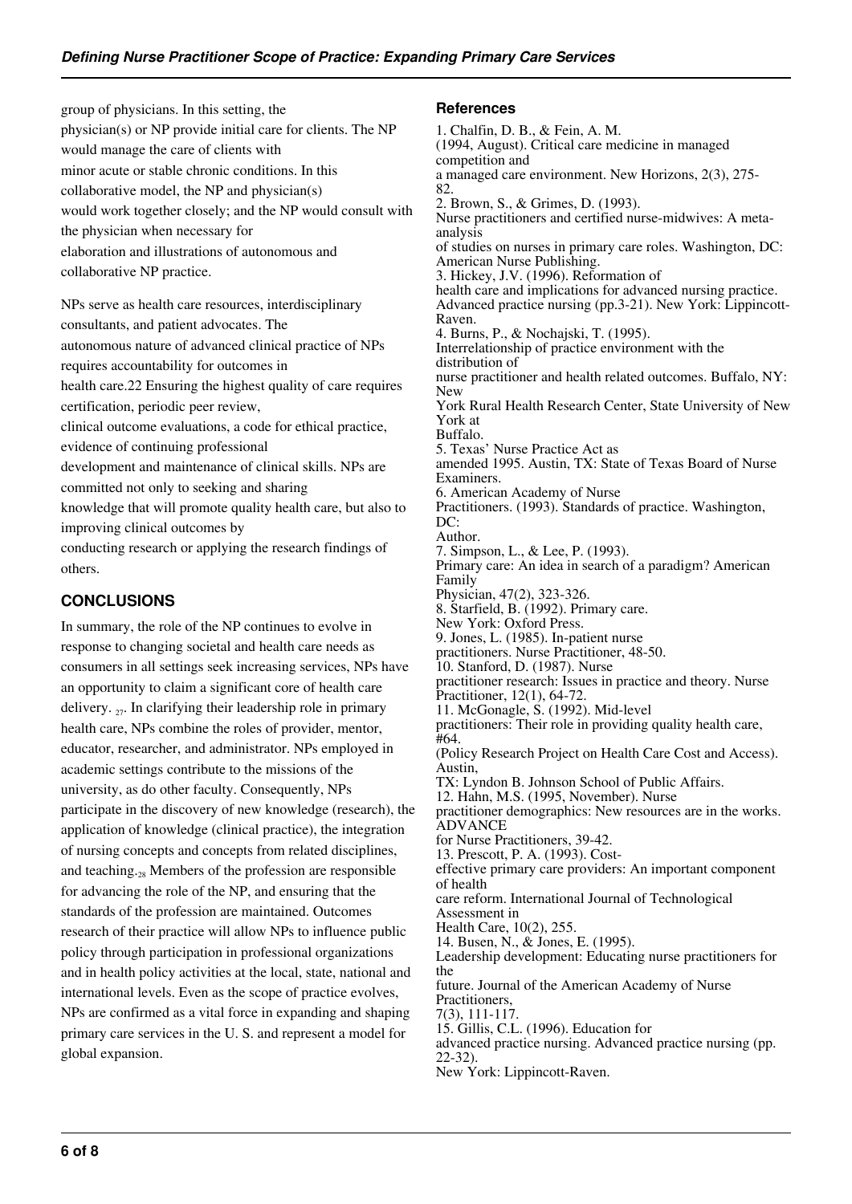group of physicians. In this setting, the physician(s) or NP provide initial care for clients. The NP would manage the care of clients with minor acute or stable chronic conditions. In this collaborative model, the NP and physician(s) would work together closely; and the NP would consult with the physician when necessary for elaboration and illustrations of autonomous and collaborative NP practice.

NPs serve as health care resources, interdisciplinary consultants, and patient advocates. The autonomous nature of advanced clinical practice of NPs requires accountability for outcomes in health care.22 Ensuring the highest quality of care requires certification, periodic peer review, clinical outcome evaluations, a code for ethical practice, evidence of continuing professional development and maintenance of clinical skills. NPs are committed not only to seeking and sharing knowledge that will promote quality health care, but also to improving clinical outcomes by conducting research or applying the research findings of others.

## CONCLUSIONS

In summary, the role of the NP continues to evolve in response to changing societal and health care needs as consumers in all settings seek increasing services, NPs have an opportunity to claim a significant core of health care delivery. [27]. In clarifying their leadership role in primary health care, NPs combine the roles of provider, mentor, educator, researcher, and administrator. NPs employed in academic settings contribute to the missions of the university, as do other faculty. Consequently, NPs participate in the discovery of new knowledge (research), the application of knowledge (clinical practice), the integration of nursing concepts and concepts from related disciplines, and teaching.[28] Members of the profession are responsible for advancing the role of the NP, and ensuring that the standards of the profession are maintained. Outcomes research of their practice will allow NPs to influence public policy through participation in professional organizations and in health policy activities at the local, state, national and international levels. Even as the scope of practice evolves, NPs are confirmed as a vital force in expanding and shaping primary care services in the U. S. and represent a model for global expansion.

### References

1. Chalfin, D. B., & Fein, A. M. (1994, August). Critical care medicine in managed competition and a managed care environment. New Horizons, 2(3), 275-82.
2. Brown, S., & Grimes, D. (1993). Nurse practitioners and certified nurse-midwives: A meta-analysis of studies on nurses in primary care roles. Washington, DC: American Nurse Publishing.
3. Hickey, J.V. (1996). Reformation of health care and implications for advanced nursing practice. Advanced practice nursing (pp.3-21). New York: Lippincott-Raven.
4. Burns, P., & Nochajski, T. (1995). Interrelationship of practice environment with the distribution of nurse practitioner and health related outcomes. Buffalo, NY: New York Rural Health Research Center, State University of New York at Buffalo.
5. Texas' Nurse Practice Act as amended 1995. Austin, TX: State of Texas Board of Nurse Examiners.
6. American Academy of Nurse Practitioners. (1993). Standards of practice. Washington, DC: Author.
7. Simpson, L., & Lee, P. (1993). Primary care: An idea in search of a paradigm? American Family Physician, 47(2), 323-326.
8. Starfield, B. (1992). Primary care. New York: Oxford Press.
9. Jones, L. (1985). In-patient nurse practitioners. Nurse Practitioner, 48-50.
10. Stanford, D. (1987). Nurse practitioner research: Issues in practice and theory. Nurse Practitioner, 12(1), 64-72.
11. McGonagle, S. (1992). Mid-level practitioners: Their role in providing quality health care, #64. (Policy Research Project on Health Care Cost and Access). Austin, TX: Lyndon B. Johnson School of Public Affairs.
12. Hahn, M.S. (1995, November). Nurse practitioner demographics: New resources are in the works. ADVANCE for Nurse Practitioners, 39-42.
13. Prescott, P. A. (1993). Cost-effective primary care providers: An important component of health care reform. International Journal of Technological Assessment in Health Care, 10(2), 255.
14. Busen, N., & Jones, E. (1995). Leadership development: Educating nurse practitioners for the future. Journal of the American Academy of Nurse Practitioners, 7(3), 111-117.
15. Gillis, C.L. (1996). Education for advanced practice nursing. Advanced practice nursing (pp. 22-32). New York: Lippincott-Raven.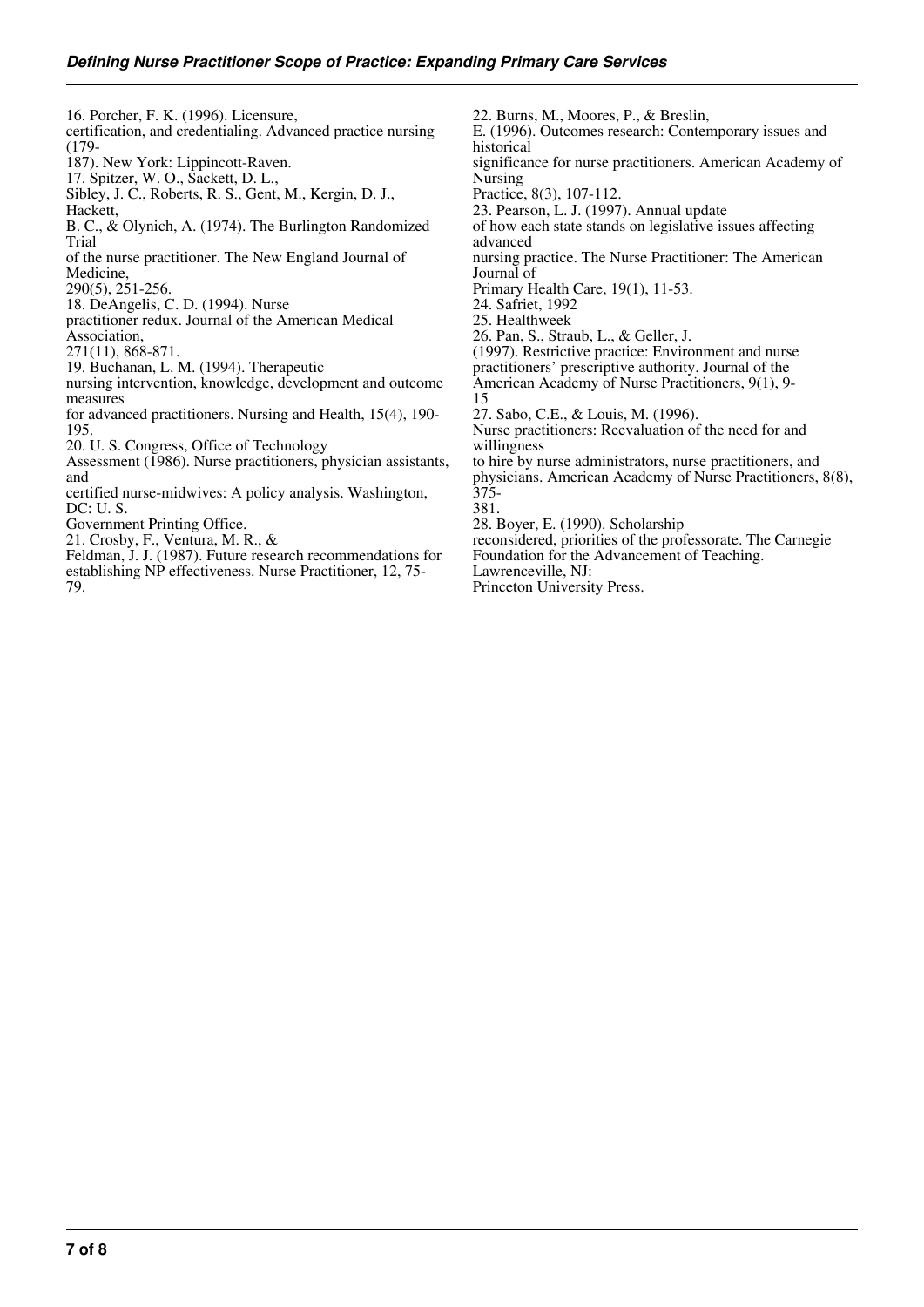16. Porcher, F. K. (1996). Licensure, certification, and credentialing. Advanced practice nursing (179-187). New York: Lippincott-Raven.
17. Spitzer, W. O., Sackett, D. L., Sibley, J. C., Roberts, R. S., Gent, M., Kergin, D. J., Hackett, B. C., & Olynich, A. (1974). The Burlington Randomized Trial of the nurse practitioner. The New England Journal of Medicine, 290(5), 251-256.
18. DeAngelis, C. D. (1994). Nurse practitioner redux. Journal of the American Medical Association, 271(11), 868-871.
19. Buchanan, L. M. (1994). Therapeutic nursing intervention, knowledge, development and outcome measures for advanced practitioners. Nursing and Health, 15(4), 190-195.
20. U. S. Congress, Office of Technology Assessment (1986). Nurse practitioners, physician assistants, and certified nurse-midwives: A policy analysis. Washington, DC: U. S. Government Printing Office.
21. Crosby, F., Ventura, M. R., & Feldman, J. J. (1987). Future research recommendations for establishing NP effectiveness. Nurse Practitioner, 12, 75-79.
22. Burns, M., Moores, P., & Breslin, E. (1996). Outcomes research: Contemporary issues and historical significance for nurse practitioners. American Academy of Nursing Practice, 8(3), 107-112.
23. Pearson, L. J. (1997). Annual update of how each state stands on legislative issues affecting advanced nursing practice. The Nurse Practitioner: The American Journal of Primary Health Care, 19(1), 11-53.
24. Safriet, 1992
25. Healthweek
26. Pan, S., Straub, L., & Geller, J. (1997). Restrictive practice: Environment and nurse practitioners' prescriptive authority. Journal of the American Academy of Nurse Practitioners, 9(1), 9-15
27. Sabo, C.E., & Louis, M. (1996). Nurse practitioners: Reevaluation of the need for and willingness to hire by nurse administrators, nurse practitioners, and physicians. American Academy of Nurse Practitioners, 8(8), 375-381.
28. Boyer, E. (1990). Scholarship reconsidered, priorities of the professorate. The Carnegie Foundation for the Advancement of Teaching. Lawrenceville, NJ: Princeton University Press.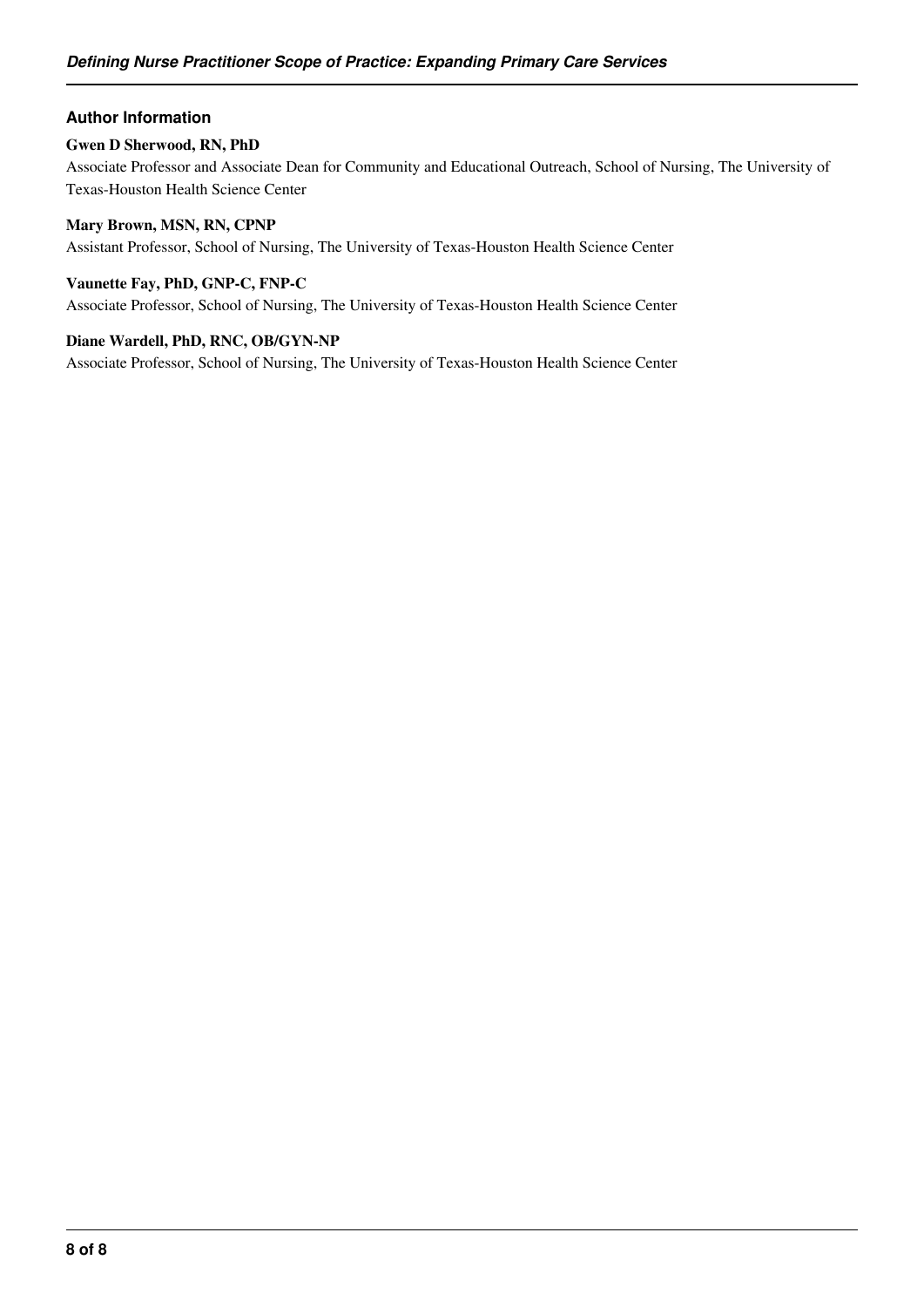## Author Information

**Gwen D Sherwood, RN, PhD**

Associate Professor and Associate Dean for Community and Educational Outreach, School of Nursing, The University of Texas-Houston Health Science Center

**Mary Brown, MSN, RN, CPNP**

Assistant Professor, School of Nursing, The University of Texas-Houston Health Science Center

**Vaunette Fay, PhD, GNP-C, FNP-C**

Associate Professor, School of Nursing, The University of Texas-Houston Health Science Center

**Diane Wardell, PhD, RNC, OB/GYN-NP**

Associate Professor, School of Nursing, The University of Texas-Houston Health Science Center